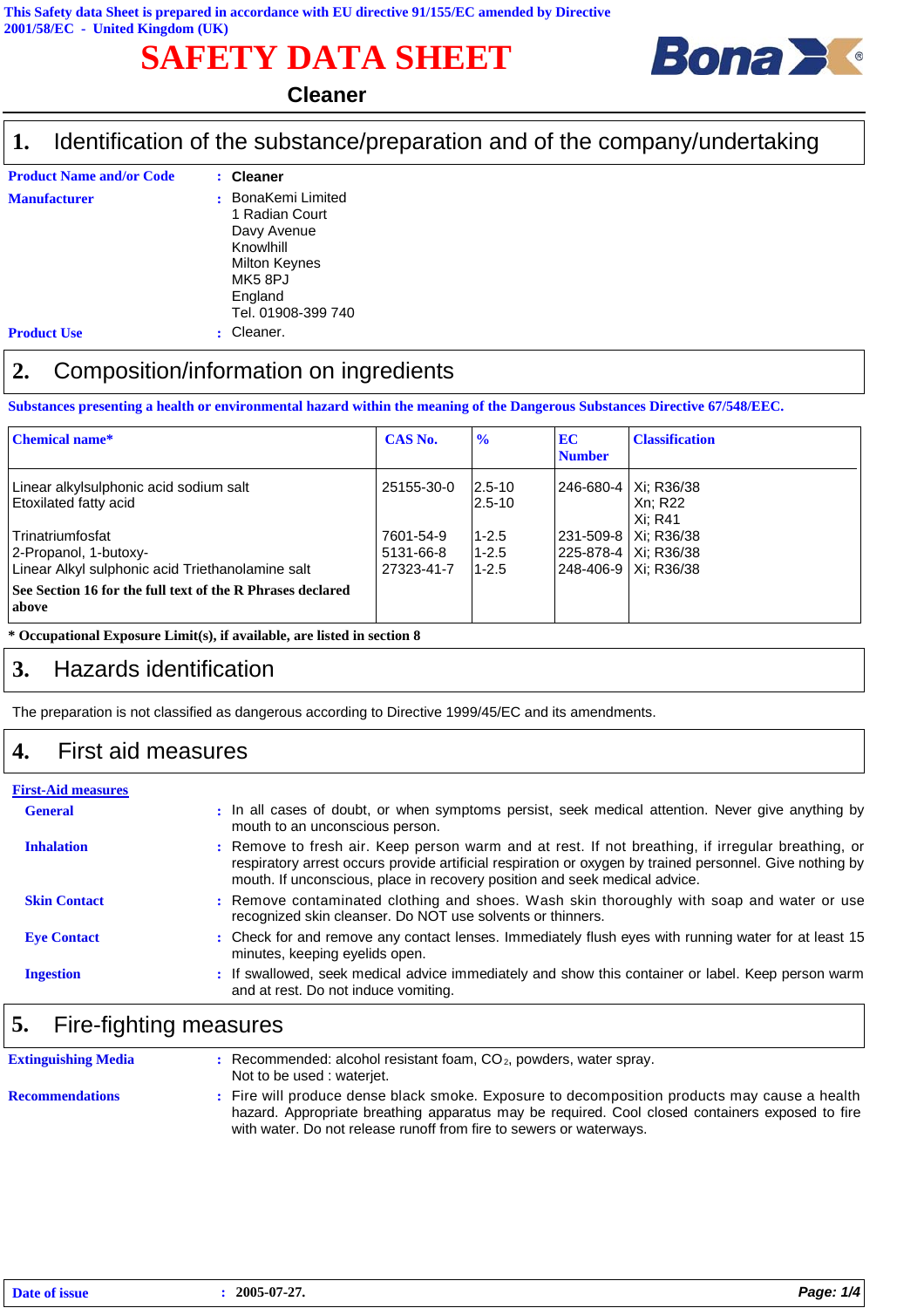This Safety data Sheet is prepared in accordance with EU directive 91/155/EC amended by Directive 2001/58/EC - United Kingdom (UK)

# SAFETY DATA SHEET

## Cleaner

## 1. Identification of the substance/preparation and of the company/undertaking

**Product Name and/or Code** : **Cleaner**

**Manufacturer** : BonaKemi Limited
1 Radian Court
Davy Avenue
Knowlhill
Milton Keynes
MK5 8PJ
England
Tel. 01908-399 740

**Product Use** : Cleaner.

## 2. Composition/information on ingredients

**Substances presenting a health or environmental hazard within the meaning of the Dangerous Substances Directive 67/548/EEC.**

| Chemical name* | CAS No. | % | EC Number | Classification |
|---|---|---|---|---|
| Linear alkylsulphonic acid sodium salt | 25155-30-0 | 2.5-10 | 246-680-4 | Xi; R36/38 |
| Etoxilated fatty acid | | 2.5-10 | | Xn; R22<br>Xi; R41 |
| Trinatriumfosfat | 7601-54-9 | 1-2.5 | 231-509-8 | Xi; R36/38 |
| 2-Propanol, 1-butoxy- | 5131-66-8 | 1-2.5 | 225-878-4 | Xi; R36/38 |
| Linear Alkyl sulphonic acid Triethanolamine salt | 27323-41-7 | 1-2.5 | 248-406-9 | Xi; R36/38 |
| **See Section 16 for the full text of the R Phrases declared above** | | | | |

**\* Occupational Exposure Limit(s), if available, are listed in section 8**

## 3. Hazards identification

The preparation is not classified as dangerous according to Directive 1999/45/EC and its amendments.

## 4. First aid measures

**First-Aid measures**

**General** : In all cases of doubt, or when symptoms persist, seek medical attention. Never give anything by mouth to an unconscious person.

**Inhalation** : Remove to fresh air. Keep person warm and at rest. If not breathing, if irregular breathing, or respiratory arrest occurs provide artificial respiration or oxygen by trained personnel. Give nothing by mouth. If unconscious, place in recovery position and seek medical advice.

**Skin Contact** : Remove contaminated clothing and shoes. Wash skin thoroughly with soap and water or use recognized skin cleanser. Do NOT use solvents or thinners.

**Eye Contact** : Check for and remove any contact lenses. Immediately flush eyes with running water for at least 15 minutes, keeping eyelids open.

**Ingestion** : If swallowed, seek medical advice immediately and show this container or label. Keep person warm and at rest. Do not induce vomiting.

## 5. Fire-fighting measures

**Extinguishing Media** : Recommended: alcohol resistant foam, $CO_2$, powders, water spray.
Not to be used : waterjet.

**Recommendations** : Fire will produce dense black smoke. Exposure to decomposition products may cause a health hazard. Appropriate breathing apparatus may be required. Cool closed containers exposed to fire with water. Do not release runoff from fire to sewers or waterways.

**Date of issue** : **2005-07-27.**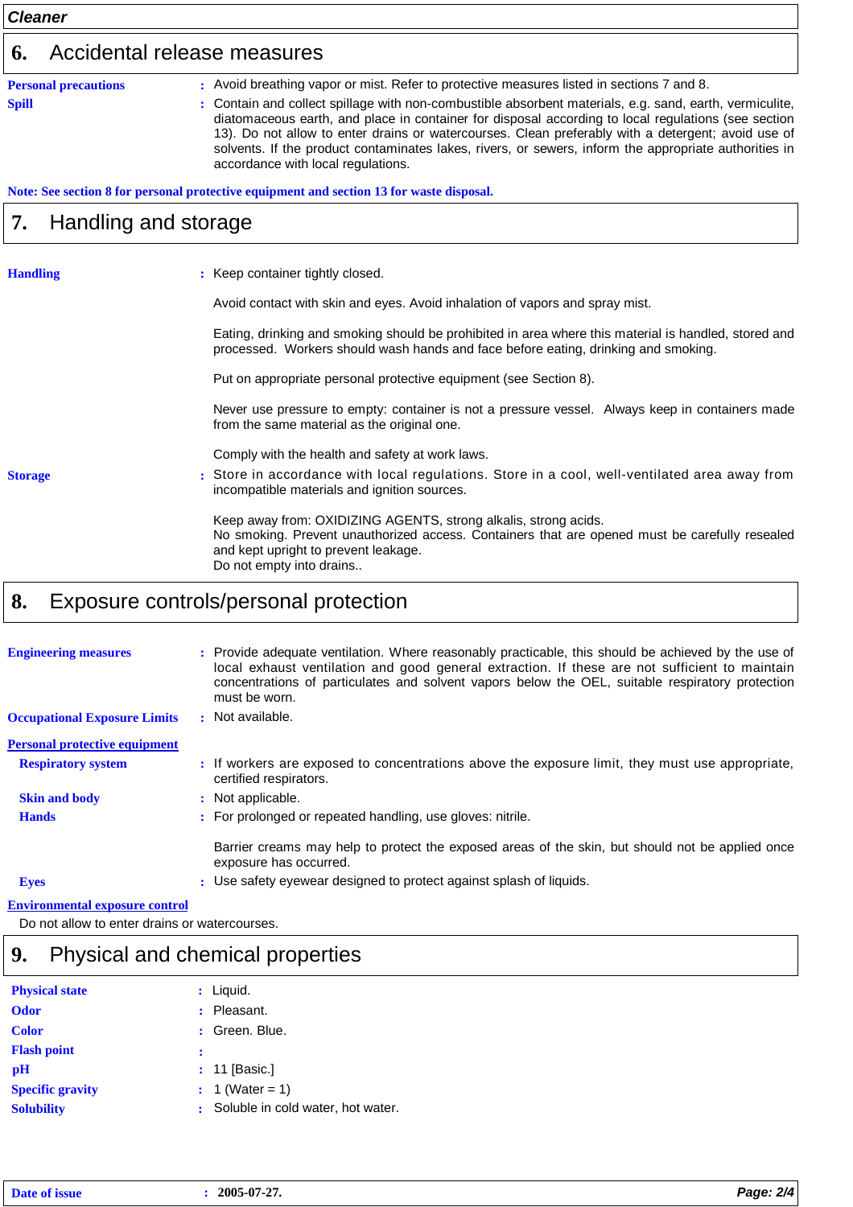## 6. Accidental release measures

**Personal precautions** : Avoid breathing vapor or mist. Refer to protective measures listed in sections 7 and 8.

**Spill** : Contain and collect spillage with non-combustible absorbent materials, e.g. sand, earth, vermiculite, diatomaceous earth, and place in container for disposal according to local regulations (see section 13). Do not allow to enter drains or watercourses. Clean preferably with a detergent; avoid use of solvents. If the product contaminates lakes, rivers, or sewers, inform the appropriate authorities in accordance with local regulations.

**Note: See section 8 for personal protective equipment and section 13 for waste disposal.**

## 7. Handling and storage

**Handling** : Keep container tightly closed.

Avoid contact with skin and eyes. Avoid inhalation of vapors and spray mist.

Eating, drinking and smoking should be prohibited in area where this material is handled, stored and processed. Workers should wash hands and face before eating, drinking and smoking.

Put on appropriate personal protective equipment (see Section 8).

Never use pressure to empty: container is not a pressure vessel. Always keep in containers made from the same material as the original one.

Comply with the health and safety at work laws.

**Storage** : Store in accordance with local regulations. Store in a cool, well-ventilated area away from incompatible materials and ignition sources.

Keep away from: OXIDIZING AGENTS, strong alkalis, strong acids.
No smoking. Prevent unauthorized access. Containers that are opened must be carefully resealed and kept upright to prevent leakage.
Do not empty into drains..

## 8. Exposure controls/personal protection

**Engineering measures** : Provide adequate ventilation. Where reasonably practicable, this should be achieved by the use of local exhaust ventilation and good general extraction. If these are not sufficient to maintain concentrations of particulates and solvent vapors below the OEL, suitable respiratory protection must be worn.

**Occupational Exposure Limits** : Not available.

**Personal protective equipment**

- **Respiratory system** : If workers are exposed to concentrations above the exposure limit, they must use appropriate, certified respirators.
- **Skin and body** : Not applicable.
- **Hands** : For prolonged or repeated handling, use gloves: nitrile.

  Barrier creams may help to protect the exposed areas of the skin, but should not be applied once exposure has occurred.
- **Eyes** : Use safety eyewear designed to protect against splash of liquids.

**Environmental exposure control**

Do not allow to enter drains or watercourses.

## 9. Physical and chemical properties

**Physical state** : Liquid.
**Odor** : Pleasant.
**Color** : Green. Blue.
**Flash point** :
**pH** : 11 [Basic.]
**Specific gravity** : 1 (Water = 1)
**Solubility** : Soluble in cold water, hot water.

**Date of issue** : **2005-07-27.**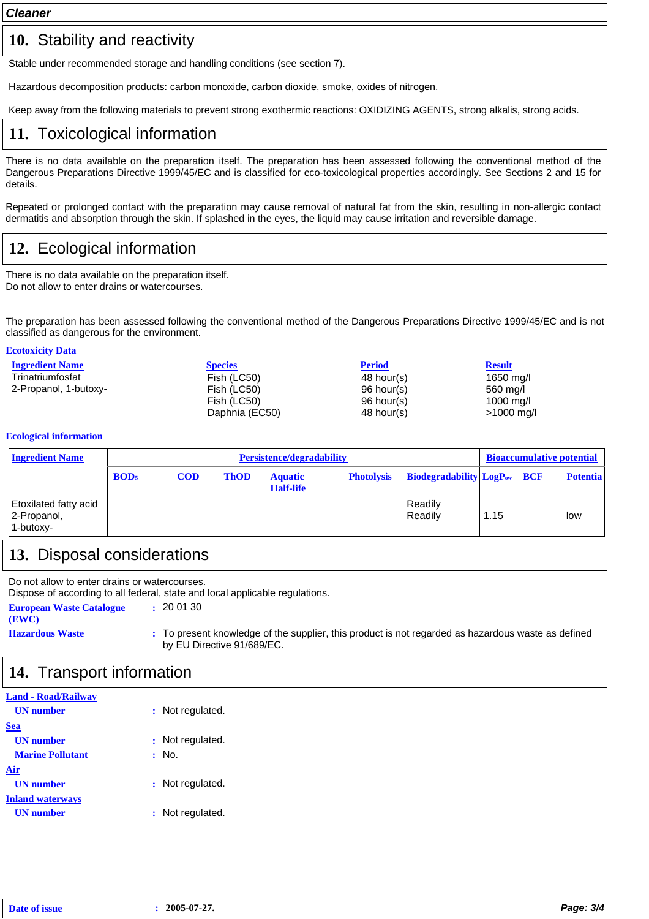**Cleaner**

## 10. Stability and reactivity

Stable under recommended storage and handling conditions (see section 7).

Hazardous decomposition products: carbon monoxide, carbon dioxide, smoke, oxides of nitrogen.

Keep away from the following materials to prevent strong exothermic reactions: OXIDIZING AGENTS, strong alkalis, strong acids.

## 11. Toxicological information

There is no data available on the preparation itself. The preparation has been assessed following the conventional method of the Dangerous Preparations Directive 1999/45/EC and is classified for eco-toxicological properties accordingly. See Sections 2 and 15 for details.

Repeated or prolonged contact with the preparation may cause removal of natural fat from the skin, resulting in non-allergic contact dermatitis and absorption through the skin. If splashed in the eyes, the liquid may cause irritation and reversible damage.

## 12. Ecological information

There is no data available on the preparation itself.
Do not allow to enter drains or watercourses.

The preparation has been assessed following the conventional method of the Dangerous Preparations Directive 1999/45/EC and is not classified as dangerous for the environment.

**Ecotoxicity Data**

| Ingredient Name | Species | Period | Result |
|---|---|---|---|
| Trinatriumfosfat | Fish (LC50) | 48 hour(s) | 1650 mg/l |
| 2-Propanol, 1-butoxy- | Fish (LC50) | 96 hour(s) | 560 mg/l |
| | Fish (LC50) | 96 hour(s) | 1000 mg/l |
| | Daphnia (EC50) | 48 hour(s) | >1000 mg/l |

**Ecological information**

| Ingredient Name | Persistence/degradability | | | | | | Bioaccumulative potential | | |
|---|---|---|---|---|---|---|---|---|---|
| | $BOD_5$ | COD | ThOD | Aquatic Half-life | Photolysis | Biodegradability | $LogP_{ow}$ | BCF | Potential |
| Etoxilated fatty acid | | | | | | Readily | | | |
| 2-Propanol, 1-butoxy- | | | | | | Readily | 1.15 | | low |

## 13. Disposal considerations

Do not allow to enter drains or watercourses.
Dispose of according to all federal, state and local applicable regulations.

**European Waste Catalogue (EWC)** : 20 01 30

**Hazardous Waste** : To present knowledge of the supplier, this product is not regarded as hazardous waste as defined by EU Directive 91/689/EC.

## 14. Transport information

**Land - Road/Railway**

**UN number** : Not regulated.

**Sea**

**UN number** : Not regulated.

**Marine Pollutant** : No.

**Air**

**UN number** : Not regulated.

**Inland waterways**

**UN number** : Not regulated.

**Date of issue** : **2005-07-27.**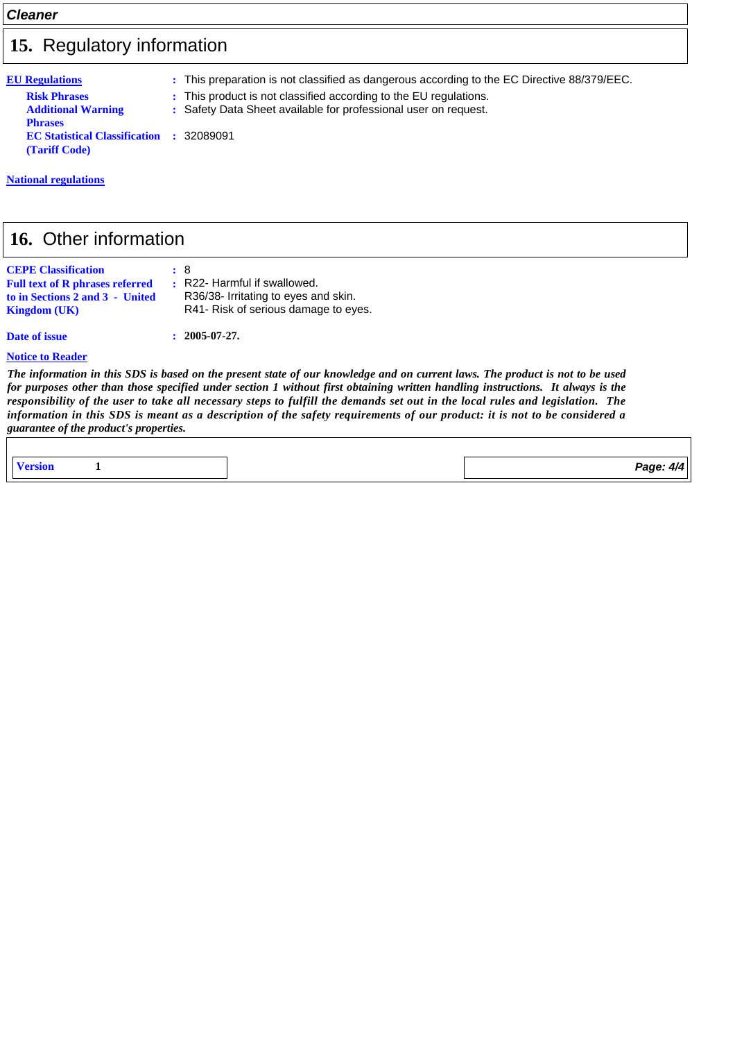## 15. Regulatory information

**EU Regulations** : This preparation is not classified as dangerous according to the EC Directive 88/379/EEC.

**Risk Phrases** : This product is not classified according to the EU regulations.

**Additional Warning Phrases** : Safety Data Sheet available for professional user on request.

**EC Statistical Classification (Tariff Code)** : 32089091

**National regulations**

## 16. Other information

**CEPE Classification** : 8

**Full text of R phrases referred to in Sections 2 and 3 - United Kingdom (UK)** : R22- Harmful if swallowed.
R36/38- Irritating to eyes and skin.
R41- Risk of serious damage to eyes.

**Date of issue** : **2005-07-27.**

**Notice to Reader**

***The information in this SDS is based on the present state of our knowledge and on current laws. The product is not to be used for purposes other than those specified under section 1 without first obtaining written handling instructions. It always is the responsibility of the user to take all necessary steps to fulfill the demands set out in the local rules and legislation. The information in this SDS is meant as a description of the safety requirements of our product: it is not to be considered a guarantee of the product's properties.***

**Version** **1**